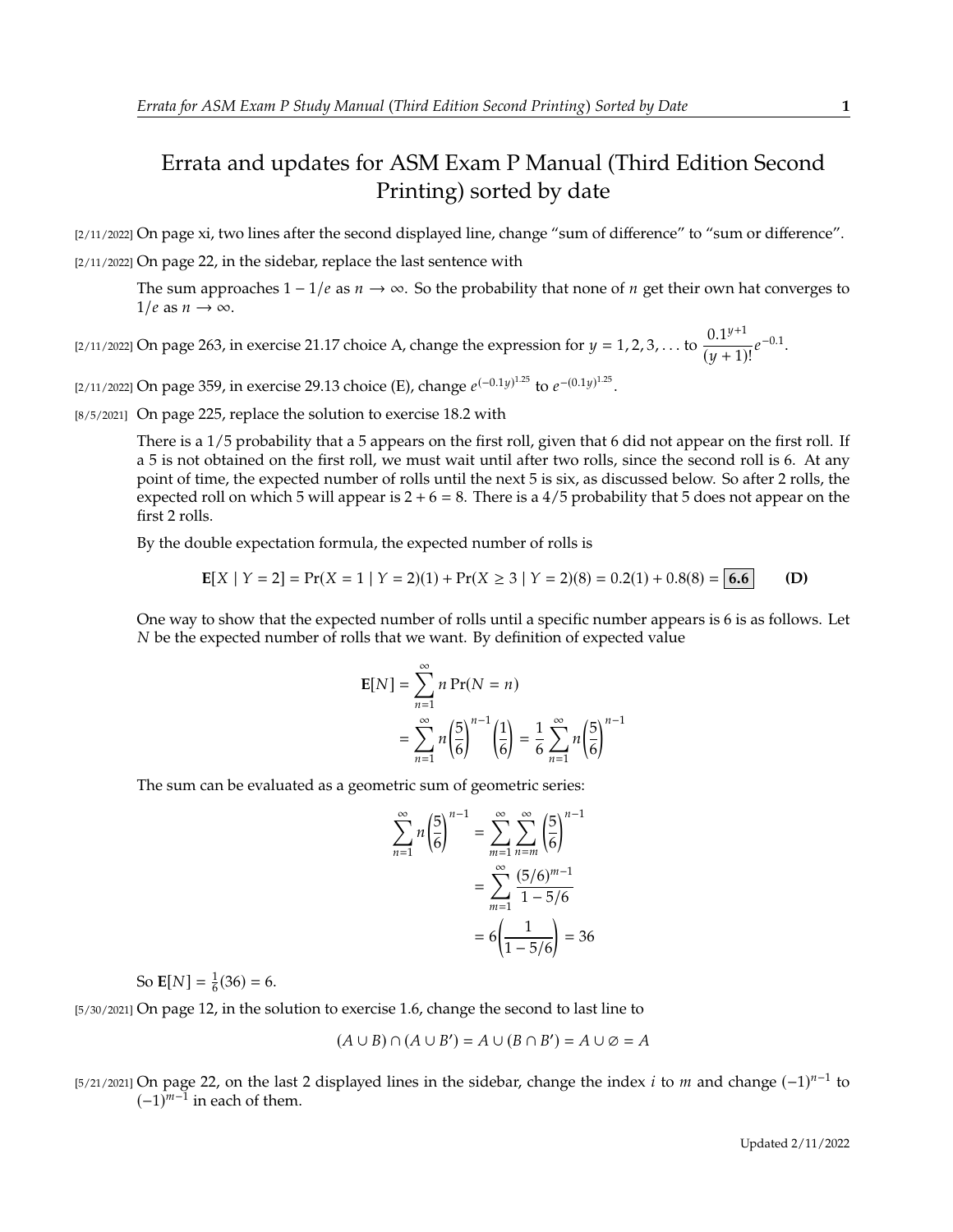# Errata and updates for ASM Exam P Manual (Third Edition Second Printing) sorted by date

[2/11/2022] On page xi, two lines after the second displayed line, change "sum of difference" to "sum or difference".

[2/11/2022] On page 22, in the sidebar, replace the last sentence with

> The sum approaches $1 - 1/e$ as $n \to \infty$. So the probability that none of $n$ get their own hat converges to $1/e$ as $n \to \infty$.

[2/11/2022] On page 263, in exercise 21.17 choice A, change the expression for $y = 1, 2, 3, \ldots$ to $\dfrac{0.1^{y+1}}{(y+1)!}e^{-0.1}$.

[2/11/2022] On page 359, in exercise 29.13 choice (E), change $e^{(-0.1y)^{1.25}}$ to $e^{-(0.1y)^{1.25}}$.

[8/5/2021] On page 225, replace the solution to exercise 18.2 with

> There is a 1/5 probability that a 5 appears on the first roll, given that 6 did not appear on the first roll. If a 5 is not obtained on the first roll, we must wait until after two rolls, since the second roll is 6. At any point of time, the expected number of rolls until the next 5 is six, as discussed below. So after 2 rolls, the expected roll on which 5 will appear is $2 + 6 = 8$. There is a 4/5 probability that 5 does not appear on the first 2 rolls.
>
> By the double expectation formula, the expected number of rolls is
>
> $$\mathbf{E}[X \mid Y = 2] = \Pr(X = 1 \mid Y = 2)(1) + \Pr(X \geq 3 \mid Y = 2)(8) = 0.2(1) + 0.8(8) = \boxed{\mathbf{6.6}} \qquad \textbf{(D)}$$
>
> One way to show that the expected number of rolls until a specific number appears is 6 is as follows. Let $N$ be the expected number of rolls that we want. By definition of expected value
>
> $$\begin{aligned} \mathbf{E}[N] &= \sum_{n=1}^{\infty} n \Pr(N = n) \\ &= \sum_{n=1}^{\infty} n \left(\frac{5}{6}\right)^{n-1} \left(\frac{1}{6}\right) = \frac{1}{6} \sum_{n=1}^{\infty} n \left(\frac{5}{6}\right)^{n-1} \end{aligned}$$
>
> The sum can be evaluated as a geometric sum of geometric series:
>
> $$\begin{aligned} \sum_{n=1}^{\infty} n \left(\frac{5}{6}\right)^{n-1} &= \sum_{m=1}^{\infty} \sum_{n=m}^{\infty} \left(\frac{5}{6}\right)^{n-1} \\ &= \sum_{m=1}^{\infty} \frac{(5/6)^{m-1}}{1 - 5/6} \\ &= 6\left(\frac{1}{1 - 5/6}\right) = 36 \end{aligned}$$
>
> So $\mathbf{E}[N] = \frac{1}{6}(36) = 6$.

[5/30/2021] On page 12, in the solution to exercise 1.6, change the second to last line to

$$(A \cup B) \cap (A \cup B') = A \cup (B \cap B') = A \cup \varnothing = A$$

[5/21/2021] On page 22, on the last 2 displayed lines in the sidebar, change the index $i$ to $m$ and change $(-1)^{n-1}$ to $(-1)^{m-1}$ in each of them.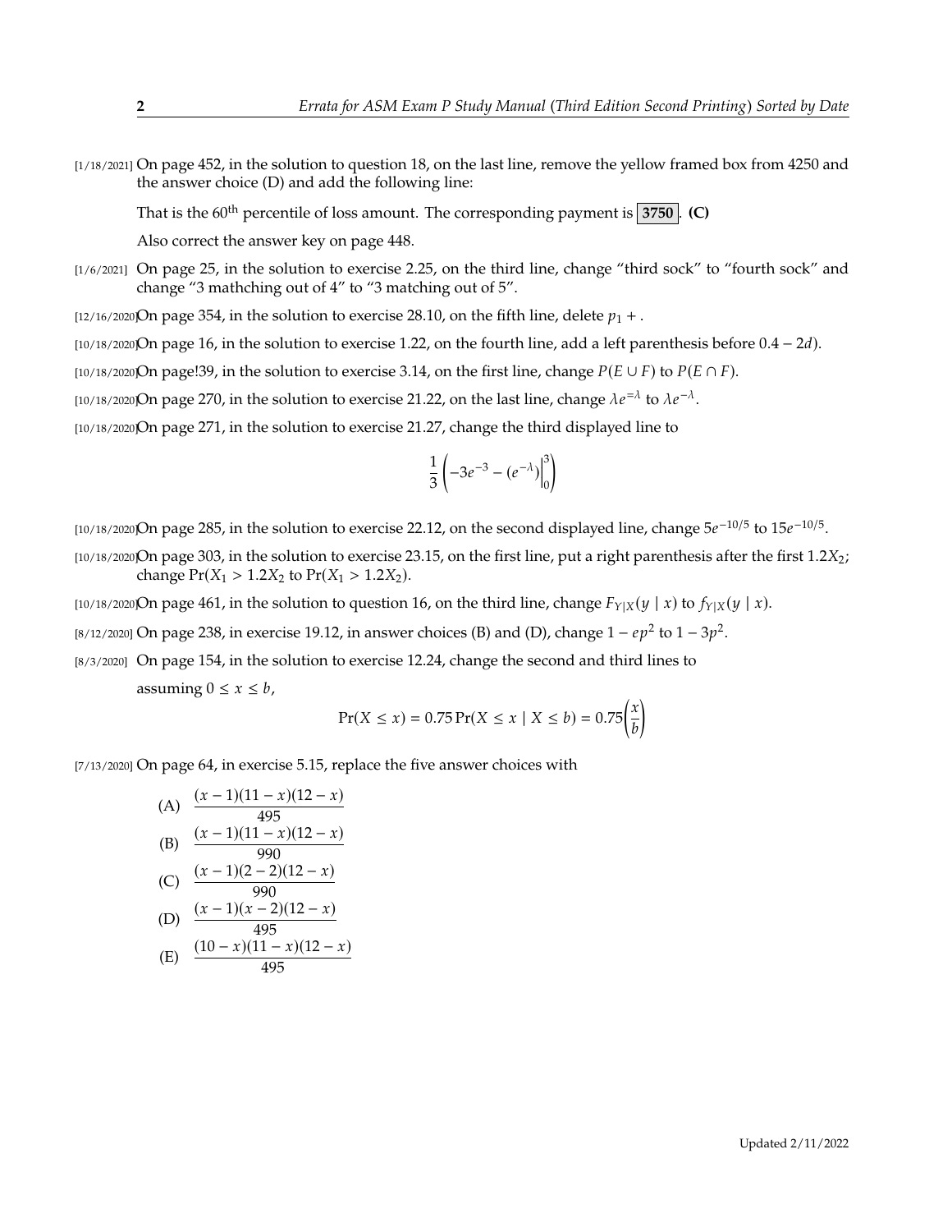[1/18/2021] On page 452, in the solution to question 18, on the last line, remove the yellow framed box from 4250 and the answer choice (D) and add the following line:

That is the 60th percentile of loss amount. The corresponding payment is **3750**. **(C)**

Also correct the answer key on page 448.

[1/6/2021] On page 25, in the solution to exercise 2.25, on the third line, change "third sock" to "fourth sock" and change "3 mathching out of 4" to "3 matching out of 5".

[12/16/2020] On page 354, in the solution to exercise 28.10, on the fifth line, delete $p_1 +$.

[10/18/2020] On page 16, in the solution to exercise 1.22, on the fourth line, add a left parenthesis before $0.4 - 2d)$.

[10/18/2020] On page!39, in the solution to exercise 3.14, on the first line, change $P(E \cup F)$ to $P(E \cap F)$.

[10/18/2020] On page 270, in the solution to exercise 21.22, on the last line, change $\lambda e^{=\lambda}$ to $\lambda e^{-\lambda}$.

[10/18/2020] On page 271, in the solution to exercise 21.27, change the third displayed line to

$$\frac{1}{3}\left(-3e^{-3} - (e^{-\lambda})\Big|_0^3\right)$$

[10/18/2020] On page 285, in the solution to exercise 22.12, on the second displayed line, change $5e^{-10/5}$ to $15e^{-10/5}$.

[10/18/2020] On page 303, in the solution to exercise 23.15, on the first line, put a right parenthesis after the first $1.2X_2$; change $\Pr(X_1 > 1.2X_2$ to $\Pr(X_1 > 1.2X_2)$.

[10/18/2020] On page 461, in the solution to question 16, on the third line, change $F_{Y|X}(y \mid x)$ to $f_{Y|X}(y \mid x)$.

[8/12/2020] On page 238, in exercise 19.12, in answer choices (B) and (D), change $1 - ep^2$ to $1 - 3p^2$.

[8/3/2020] On page 154, in the solution to exercise 12.24, change the second and third lines to

assuming $0 \le x \le b$,

$$\Pr(X \le x) = 0.75 \Pr(X \le x \mid X \le b) = 0.75\left(\frac{x}{b}\right)$$

[7/13/2020] On page 64, in exercise 5.15, replace the five answer choices with

(A) $\dfrac{(x-1)(11-x)(12-x)}{495}$

(B) $\dfrac{(x-1)(11-x)(12-x)}{990}$

(C) $\dfrac{(x-1)(2-2)(12-x)}{990}$

(D) $\dfrac{(x-1)(x-2)(12-x)}{495}$

(E) $\dfrac{(10-x)(11-x)(12-x)}{495}$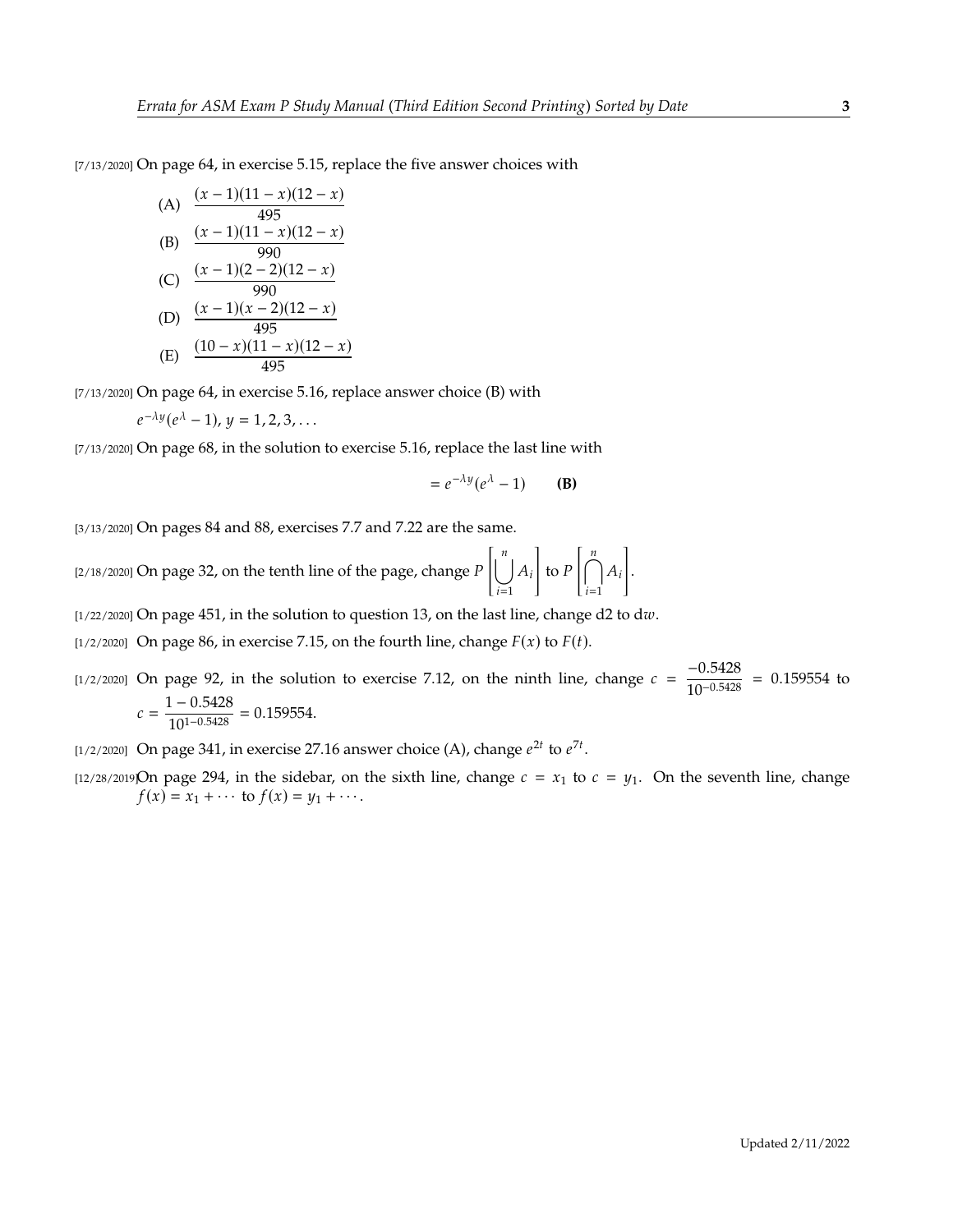[7/13/2020] On page 64, in exercise 5.15, replace the five answer choices with

(A) $\dfrac{(x-1)(11-x)(12-x)}{495}$

(B) $\dfrac{(x-1)(11-x)(12-x)}{990}$

(C) $\dfrac{(x-1)(2-2)(12-x)}{990}$

(D) $\dfrac{(x-1)(x-2)(12-x)}{495}$

(E) $\dfrac{(10-x)(11-x)(12-x)}{495}$

[7/13/2020] On page 64, in exercise 5.16, replace answer choice (B) with

$e^{-\lambda y}(e^{\lambda}-1)$, $y = 1, 2, 3, \ldots$

[7/13/2020] On page 68, in the solution to exercise 5.16, replace the last line with

$$= e^{-\lambda y}(e^{\lambda}-1) \qquad \textbf{(B)}$$

[3/13/2020] On pages 84 and 88, exercises 7.7 and 7.22 are the same.

[2/18/2020] On page 32, on the tenth line of the page, change $P\left[\bigcup_{i=1}^{n} A_i\right]$ to $P\left[\bigcap_{i=1}^{n} A_i\right]$.

[1/22/2020] On page 451, in the solution to question 13, on the last line, change d2 to d$w$.

[1/2/2020] On page 86, in exercise 7.15, on the fourth line, change $F(x)$ to $F(t)$.

[1/2/2020] On page 92, in the solution to exercise 7.12, on the ninth line, change $c = \dfrac{-0.5428}{10^{-0.5428}} = 0.159554$ to $c = \dfrac{1-0.5428}{10^{1-0.5428}} = 0.159554$.

[1/2/2020] On page 341, in exercise 27.16 answer choice (A), change $e^{2t}$ to $e^{7t}$.

[12/28/2019] On page 294, in the sidebar, on the sixth line, change $c = x_1$ to $c = y_1$. On the seventh line, change $f(x) = x_1 + \cdots$ to $f(x) = y_1 + \cdots$.